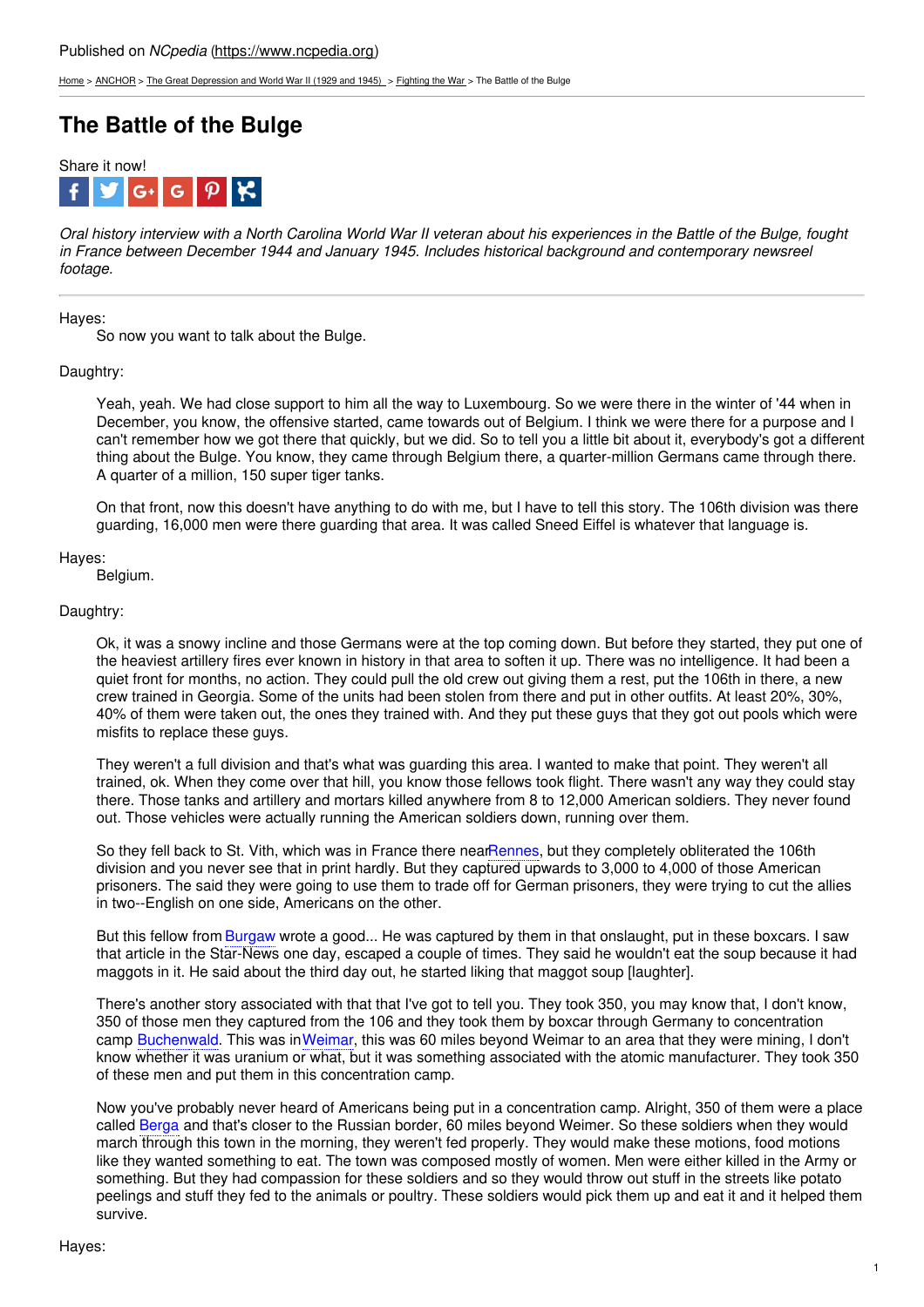Published on *NCpedia* (https://www.ncpedia.org)

Home > ANCHOR > The Great Depression and World War II (1929 and 1945) > Fighting the War > The Battle of the Bulge

# The Battle of the Bulge

Share it now!

*Oral history interview with a North Carolina World War II veteran about his experiences in the Battle of the Bulge, fought in France between December 1944 and January 1945. Includes historical background and contemporary newsreel footage.*

---

Hayes:
: So now you want to talk about the Bulge.

Daughtry:

Yeah, yeah. We had close support to him all the way to Luxembourg. So we were there in the winter of '44 when in December, you know, the offensive started, came towards out of Belgium. I think we were there for a purpose and I can't remember how we got there that quickly, but we did. So to tell you a little bit about it, everybody's got a different thing about the Bulge. You know, they came through Belgium there, a quarter-million Germans came through there. A quarter of a million, 150 super tiger tanks.

On that front, now this doesn't have anything to do with me, but I have to tell this story. The 106th division was there guarding, 16,000 men were there guarding that area. It was called Sneed Eiffel is whatever that language is.

Hayes:
: Belgium.

Daughtry:

Ok, it was a snowy incline and those Germans were at the top coming down. But before they started, they put one of the heaviest artillery fires ever known in history in that area to soften it up. There was no intelligence. It had been a quiet front for months, no action. They could pull the old crew out giving them a rest, put the 106th in there, a new crew trained in Georgia. Some of the units had been stolen from there and put in other outfits. At least 20%, 30%, 40% of them were taken out, the ones they trained with. And they put these guys that they got out pools which were misfits to replace these guys.

They weren't a full division and that's what was guarding this area. I wanted to make that point. They weren't all trained, ok. When they come over that hill, you know those fellows took flight. There wasn't any way they could stay there. Those tanks and artillery and mortars killed anywhere from 8 to 12,000 American soldiers. They never found out. Those vehicles were actually running the American soldiers down, running over them.

So they fell back to St. Vith, which was in France there near Rennes, but they completely obliterated the 106th division and you never see that in print hardly. But they captured upwards to 3,000 to 4,000 of those American prisoners. The said they were going to use them to trade off for German prisoners, they were trying to cut the allies in two--English on one side, Americans on the other.

But this fellow from Burgaw wrote a good... He was captured by them in that onslaught, put in these boxcars. I saw that article in the Star-News one day, escaped a couple of times. They said he wouldn't eat the soup because it had maggots in it. He said about the third day out, he started liking that maggot soup [laughter].

There's another story associated with that that I've got to tell you. They took 350, you may know that, I don't know, 350 of those men they captured from the 106 and they took them by boxcar through Germany to concentration camp Buchenwald. This was in Weimar, this was 60 miles beyond Weimar to an area that they were mining, I don't know whether it was uranium or what, but it was something associated with the atomic manufacturer. They took 350 of these men and put them in this concentration camp.

Now you've probably never heard of Americans being put in a concentration camp. Alright, 350 of them were a place called Berga and that's closer to the Russian border, 60 miles beyond Weimer. So these soldiers when they would march through this town in the morning, they weren't fed properly. They would make these motions, food motions like they wanted something to eat. The town was composed mostly of women. Men were either killed in the Army or something. But they had compassion for these soldiers and so they would throw out stuff in the streets like potato peelings and stuff they fed to the animals or poultry. These soldiers would pick them up and eat it and it helped them survive.

Hayes: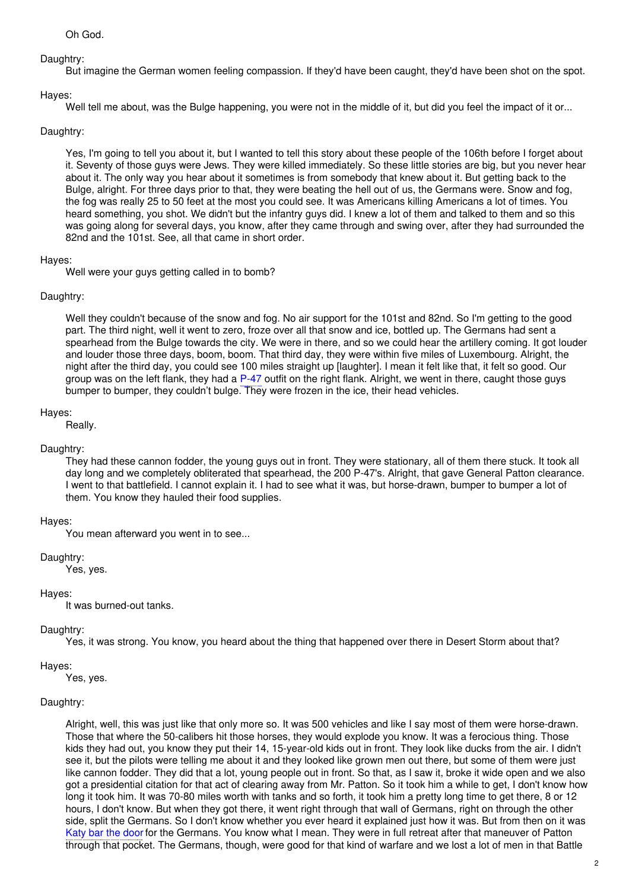Oh God.

Daughtry:
But imagine the German women feeling compassion. If they'd have been caught, they'd have been shot on the spot.

Hayes:
Well tell me about, was the Bulge happening, you were not in the middle of it, but did you feel the impact of it or...

Daughtry:
Yes, I'm going to tell you about it, but I wanted to tell this story about these people of the 106th before I forget about it. Seventy of those guys were Jews. They were killed immediately. So these little stories are big, but you never hear about it. The only way you hear about it sometimes is from somebody that knew about it. But getting back to the Bulge, alright. For three days prior to that, they were beating the hell out of us, the Germans were. Snow and fog, the fog was really 25 to 50 feet at the most you could see. It was Americans killing Americans a lot of times. You heard something, you shot. We didn't but the infantry guys did. I knew a lot of them and talked to them and so this was going along for several days, you know, after they came through and swing over, after they had surrounded the 82nd and the 101st. See, all that came in short order.

Hayes:
Well were your guys getting called in to bomb?

Daughtry:
Well they couldn't because of the snow and fog. No air support for the 101st and 82nd. So I'm getting to the good part. The third night, well it went to zero, froze over all that snow and ice, bottled up. The Germans had sent a spearhead from the Bulge towards the city. We were in there, and so we could hear the artillery coming. It got louder and louder those three days, boom, boom. That third day, they were within five miles of Luxembourg. Alright, the night after the third day, you could see 100 miles straight up [laughter]. I mean it felt like that, it felt so good. Our group was on the left flank, they had a P-47 outfit on the right flank. Alright, we went in there, caught those guys bumper to bumper, they couldn't bulge. They were frozen in the ice, their head vehicles.

Hayes:
Really.

Daughtry:
They had these cannon fodder, the young guys out in front. They were stationary, all of them there stuck. It took all day long and we completely obliterated that spearhead, the 200 P-47's. Alright, that gave General Patton clearance. I went to that battlefield. I cannot explain it. I had to see what it was, but horse-drawn, bumper to bumper a lot of them. You know they hauled their food supplies.

Hayes:
You mean afterward you went in to see...

Daughtry:
Yes, yes.

Hayes:
It was burned-out tanks.

Daughtry:
Yes, it was strong. You know, you heard about the thing that happened over there in Desert Storm about that?

Hayes:
Yes, yes.

Daughtry:
Alright, well, this was just like that only more so. It was 500 vehicles and like I say most of them were horse-drawn. Those that where the 50-calibers hit those horses, they would explode you know. It was a ferocious thing. Those kids they had out, you know they put their 14, 15-year-old kids out in front. They look like ducks from the air. I didn't see it, but the pilots were telling me about it and they looked like grown men out there, but some of them were just like cannon fodder. They did that a lot, young people out in front. So that, as I saw it, broke it wide open and we also got a presidential citation for that act of clearing away from Mr. Patton. So it took him a while to get, I don't know how long it took him. It was 70-80 miles worth with tanks and so forth, it took him a pretty long time to get there, 8 or 12 hours, I don't know. But when they got there, it went right through that wall of Germans, right on through the other side, split the Germans. So I don't know whether you ever heard it explained just how it was. But from then on it was Katy bar the door for the Germans. You know what I mean. They were in full retreat after that maneuver of Patton through that pocket. The Germans, though, were good for that kind of warfare and we lost a lot of men in that Battle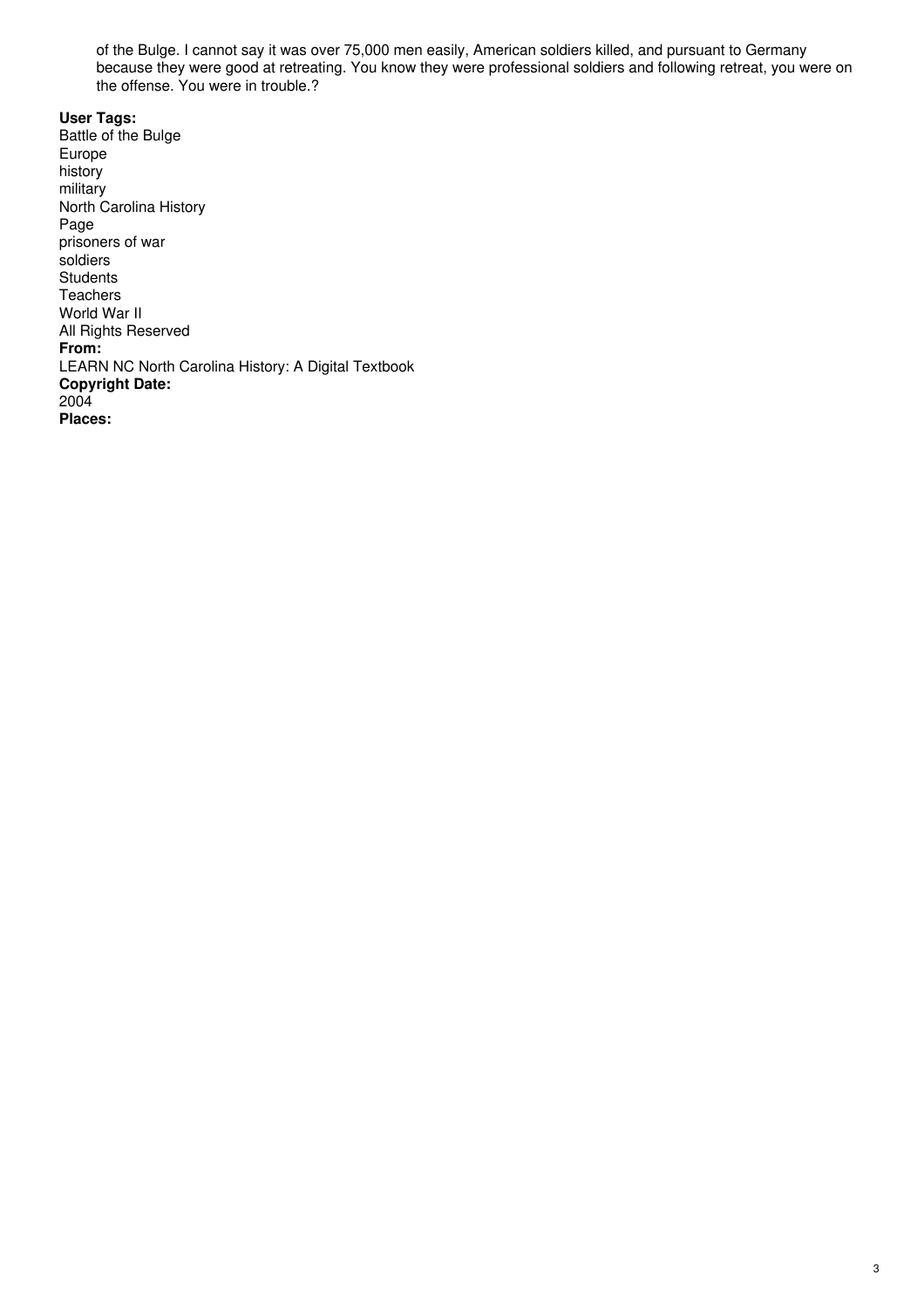of the Bulge. I cannot say it was over 75,000 men easily, American soldiers killed, and pursuant to Germany because they were good at retreating. You know they were professional soldiers and following retreat, you were on the offense. You were in trouble.?

**User Tags:**
Battle of the Bulge
Europe
history
military
North Carolina History
Page
prisoners of war
soldiers
Students
Teachers
World War II
All Rights Reserved
**From:**
LEARN NC North Carolina History: A Digital Textbook
**Copyright Date:**
2004
**Places:**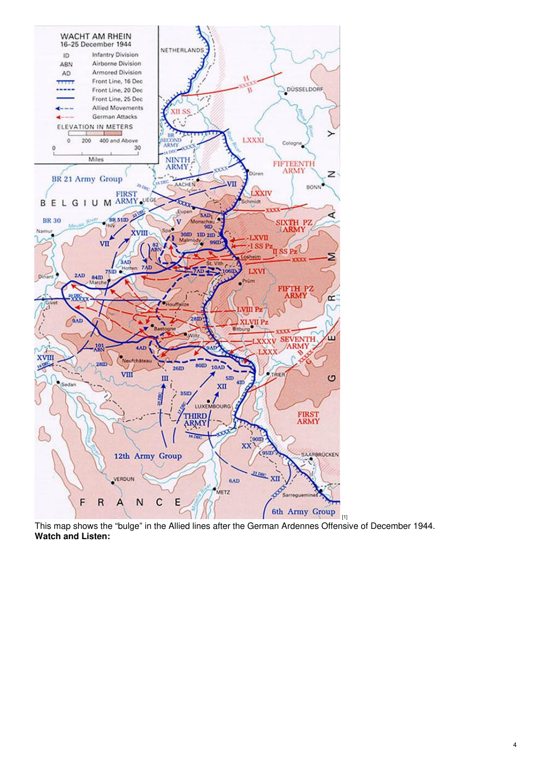This map shows the “bulge” in the Allied lines after the German Ardennes Offensive of December 1944.

**Watch and Listen:**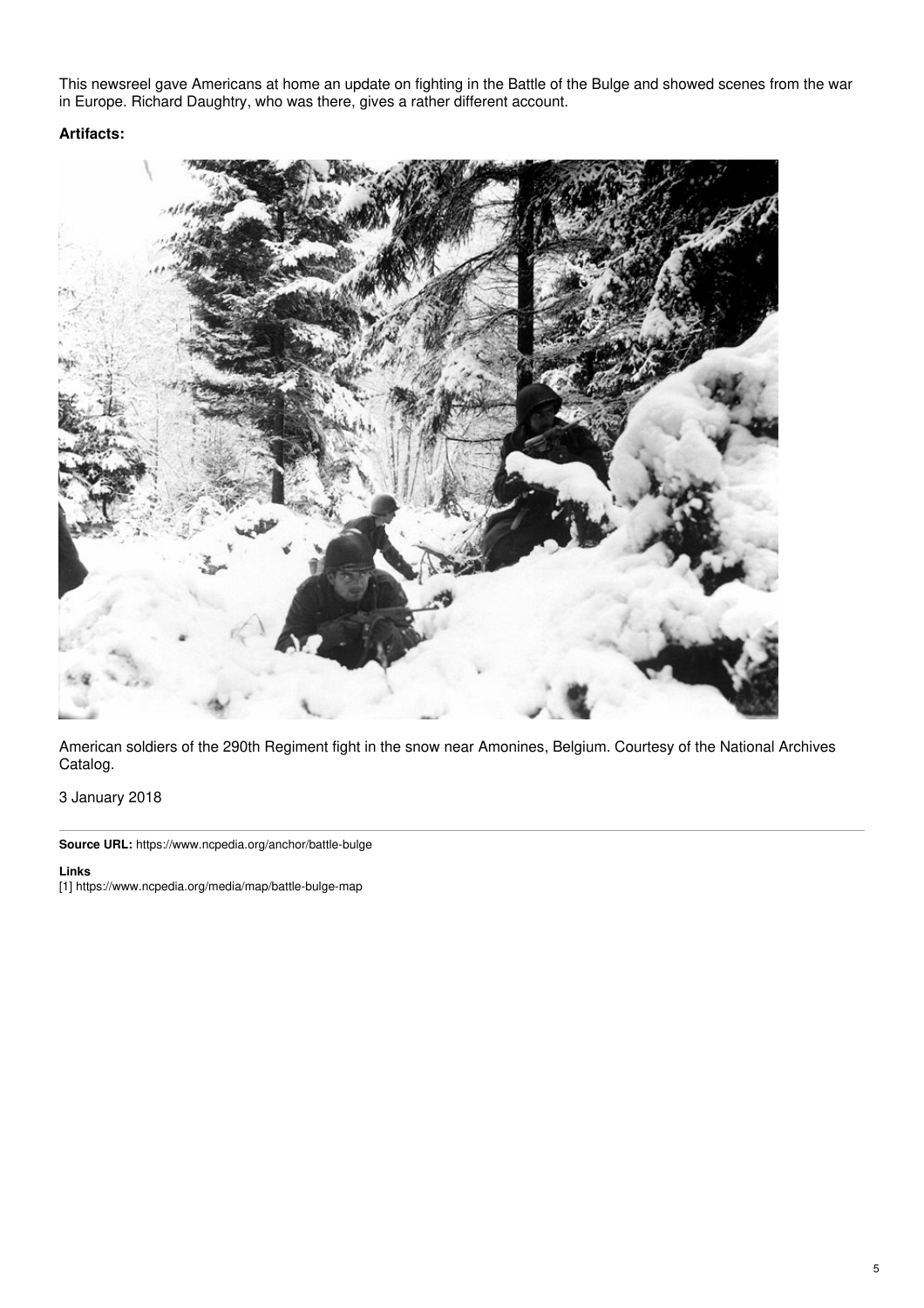This newsreel gave Americans at home an update on fighting in the Battle of the Bulge and showed scenes from the war in Europe. Richard Daughtry, who was there, gives a rather different account.

**Artifacts:**

American soldiers of the 290th Regiment fight in the snow near Amonines, Belgium. Courtesy of the National Archives Catalog.

3 January 2018

**Source URL:** https://www.ncpedia.org/anchor/battle-bulge

**Links**

[1] https://www.ncpedia.org/media/map/battle-bulge-map